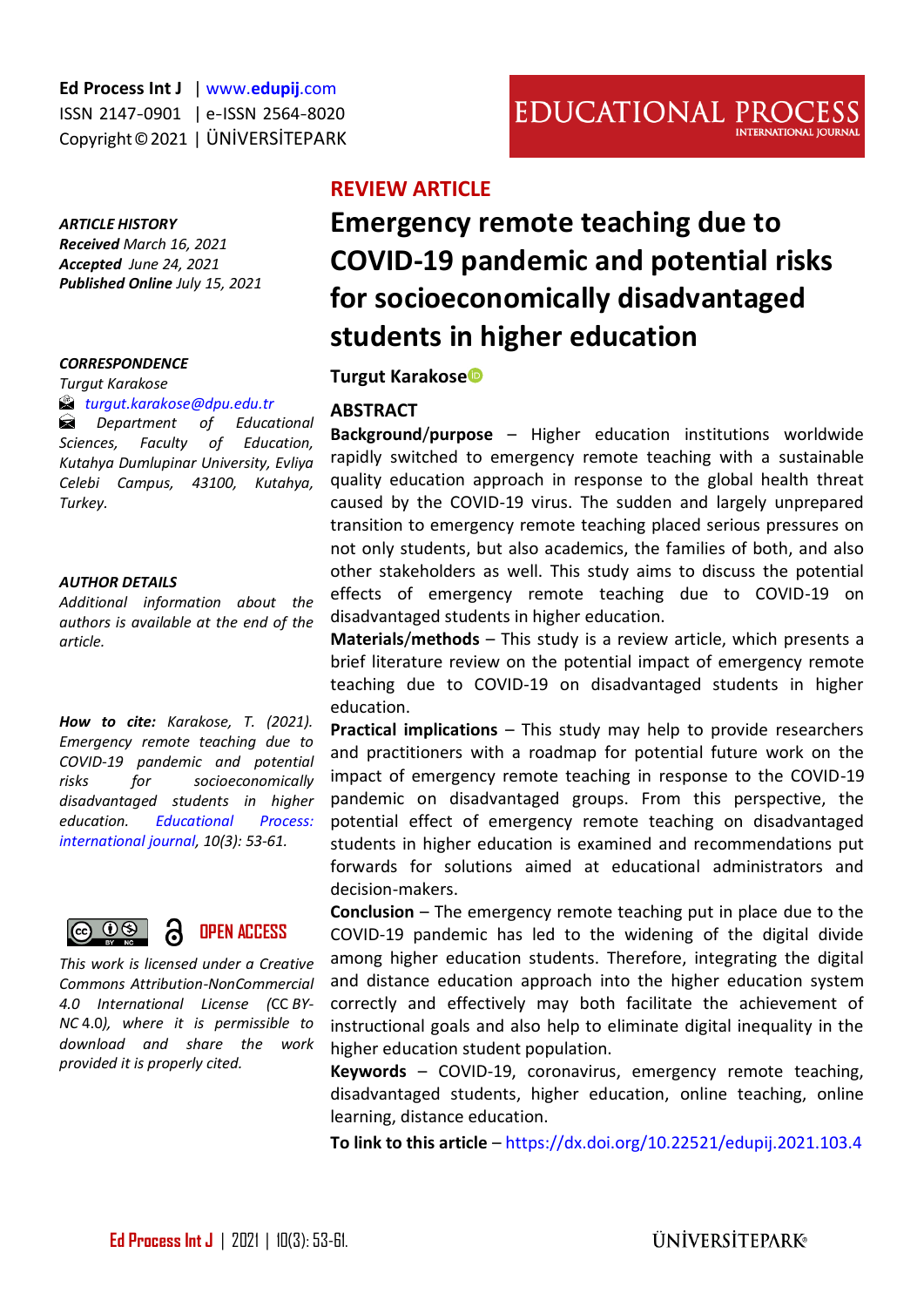Ed Process Int J | www.edupij.com
ISSN 2147-0901 | e-ISSN 2564-8020
Copyright © 2021 | ÜNİVERSİTEPARK

EDUCATIONAL PROCESS INTERNATIONAL JOURNAL

**REVIEW ARTICLE**

# Emergency remote teaching due to COVID-19 pandemic and potential risks for socioeconomically disadvantaged students in higher education

**Turgut Karakose**

***ARTICLE HISTORY***
***Received*** *March 16, 2021*
***Accepted*** *June 24, 2021*
***Published Online*** *July 15, 2021*

***CORRESPONDENCE***
*Turgut Karakose*
*turgut.karakose@dpu.edu.tr*
*Department of Educational Sciences, Faculty of Education, Kutahya Dumlupinar University, Evliya Celebi Campus, 43100, Kutahya, Turkey.*

***AUTHOR DETAILS***
*Additional information about the authors is available at the end of the article.*

***How to cite:*** *Karakose, T. (2021). Emergency remote teaching due to COVID-19 pandemic and potential risks for socioeconomically disadvantaged students in higher education. Educational Process: international journal, 10(3): 53-61.*

OPEN ACCESS

*This work is licensed under a Creative Commons Attribution-NonCommercial 4.0 International License (CC BY-NC 4.0), where it is permissible to download and share the work provided it is properly cited.*

## ABSTRACT

**Background/purpose** – Higher education institutions worldwide rapidly switched to emergency remote teaching with a sustainable quality education approach in response to the global health threat caused by the COVID-19 virus. The sudden and largely unprepared transition to emergency remote teaching placed serious pressures on not only students, but also academics, the families of both, and also other stakeholders as well. This study aims to discuss the potential effects of emergency remote teaching due to COVID-19 on disadvantaged students in higher education.

**Materials/methods** – This study is a review article, which presents a brief literature review on the potential impact of emergency remote teaching due to COVID-19 on disadvantaged students in higher education.

**Practical implications** – This study may help to provide researchers and practitioners with a roadmap for potential future work on the impact of emergency remote teaching in response to the COVID-19 pandemic on disadvantaged groups. From this perspective, the potential effect of emergency remote teaching on disadvantaged students in higher education is examined and recommendations put forwards for solutions aimed at educational administrators and decision-makers.

**Conclusion** – The emergency remote teaching put in place due to the COVID-19 pandemic has led to the widening of the digital divide among higher education students. Therefore, integrating the digital and distance education approach into the higher education system correctly and effectively may both facilitate the achievement of instructional goals and also help to eliminate digital inequality in the higher education student population.

**Keywords** – COVID-19, coronavirus, emergency remote teaching, disadvantaged students, higher education, online teaching, online learning, distance education.

**To link to this article** – https://dx.doi.org/10.22521/edupij.2021.103.4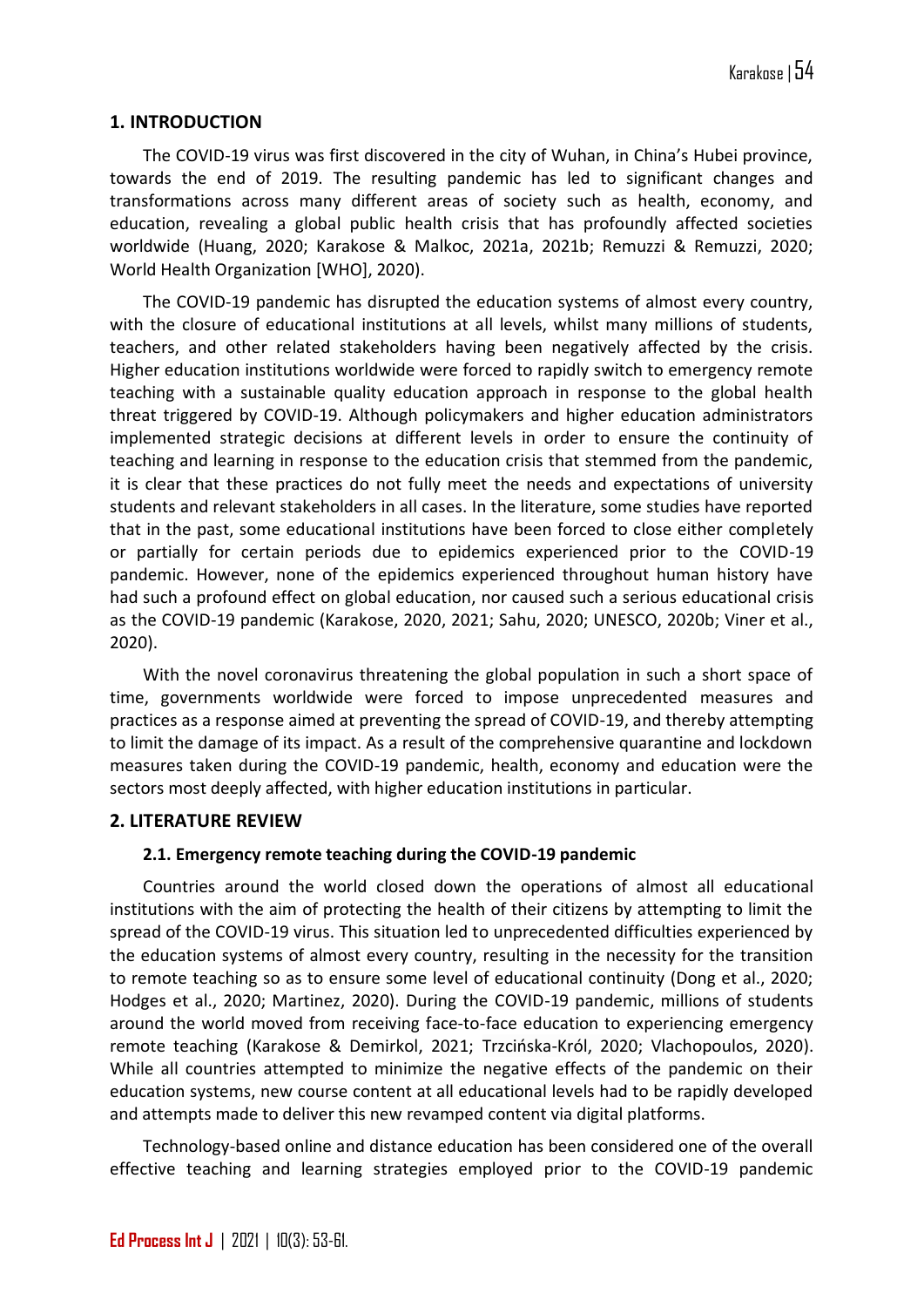## 1. INTRODUCTION

The COVID-19 virus was first discovered in the city of Wuhan, in China's Hubei province, towards the end of 2019. The resulting pandemic has led to significant changes and transformations across many different areas of society such as health, economy, and education, revealing a global public health crisis that has profoundly affected societies worldwide (Huang, 2020; Karakose & Malkoc, 2021a, 2021b; Remuzzi & Remuzzi, 2020; World Health Organization [WHO], 2020).

The COVID-19 pandemic has disrupted the education systems of almost every country, with the closure of educational institutions at all levels, whilst many millions of students, teachers, and other related stakeholders having been negatively affected by the crisis. Higher education institutions worldwide were forced to rapidly switch to emergency remote teaching with a sustainable quality education approach in response to the global health threat triggered by COVID-19. Although policymakers and higher education administrators implemented strategic decisions at different levels in order to ensure the continuity of teaching and learning in response to the education crisis that stemmed from the pandemic, it is clear that these practices do not fully meet the needs and expectations of university students and relevant stakeholders in all cases. In the literature, some studies have reported that in the past, some educational institutions have been forced to close either completely or partially for certain periods due to epidemics experienced prior to the COVID-19 pandemic. However, none of the epidemics experienced throughout human history have had such a profound effect on global education, nor caused such a serious educational crisis as the COVID-19 pandemic (Karakose, 2020, 2021; Sahu, 2020; UNESCO, 2020b; Viner et al., 2020).

With the novel coronavirus threatening the global population in such a short space of time, governments worldwide were forced to impose unprecedented measures and practices as a response aimed at preventing the spread of COVID-19, and thereby attempting to limit the damage of its impact. As a result of the comprehensive quarantine and lockdown measures taken during the COVID-19 pandemic, health, economy and education were the sectors most deeply affected, with higher education institutions in particular.

## 2. LITERATURE REVIEW

### 2.1. Emergency remote teaching during the COVID-19 pandemic

Countries around the world closed down the operations of almost all educational institutions with the aim of protecting the health of their citizens by attempting to limit the spread of the COVID-19 virus. This situation led to unprecedented difficulties experienced by the education systems of almost every country, resulting in the necessity for the transition to remote teaching so as to ensure some level of educational continuity (Dong et al., 2020; Hodges et al., 2020; Martinez, 2020). During the COVID-19 pandemic, millions of students around the world moved from receiving face-to-face education to experiencing emergency remote teaching (Karakose & Demirkol, 2021; Trzcińska-Król, 2020; Vlachopoulos, 2020). While all countries attempted to minimize the negative effects of the pandemic on their education systems, new course content at all educational levels had to be rapidly developed and attempts made to deliver this new revamped content via digital platforms.

Technology-based online and distance education has been considered one of the overall effective teaching and learning strategies employed prior to the COVID-19 pandemic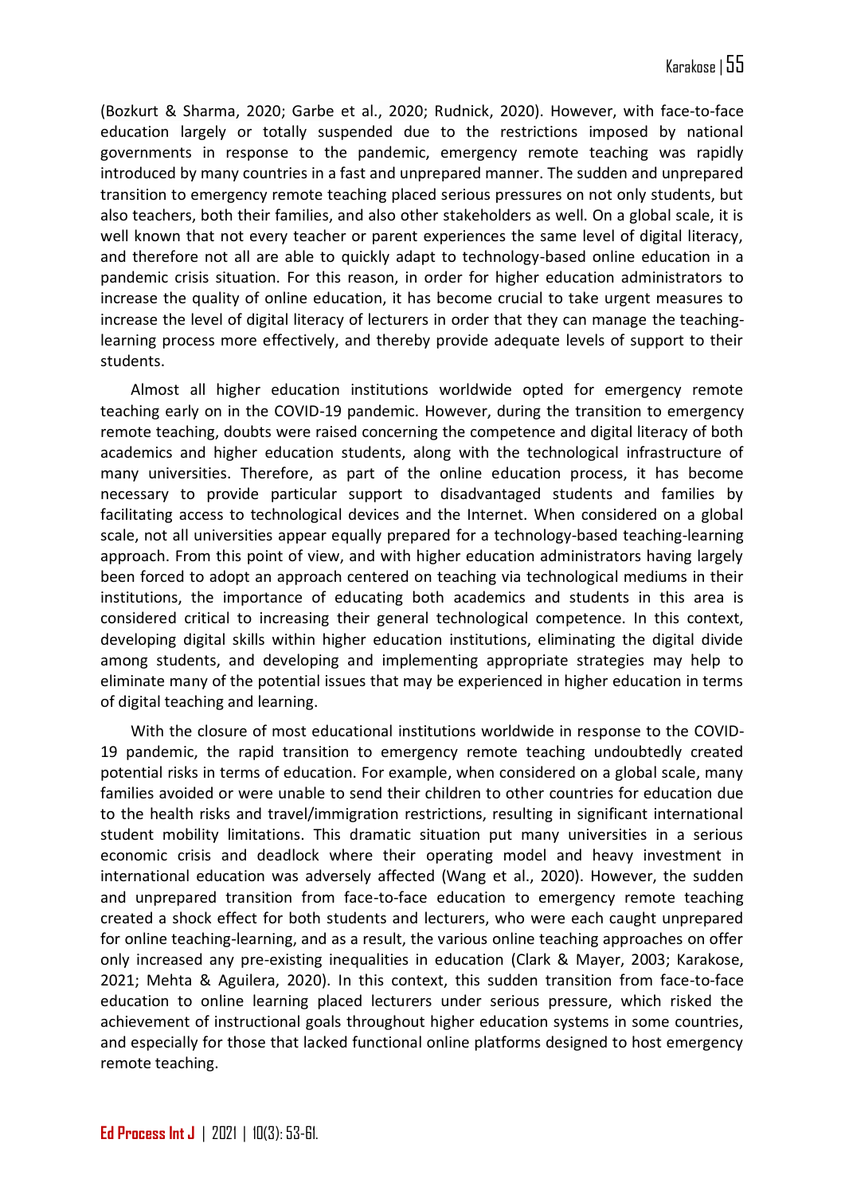(Bozkurt & Sharma, 2020; Garbe et al., 2020; Rudnick, 2020). However, with face-to-face education largely or totally suspended due to the restrictions imposed by national governments in response to the pandemic, emergency remote teaching was rapidly introduced by many countries in a fast and unprepared manner. The sudden and unprepared transition to emergency remote teaching placed serious pressures on not only students, but also teachers, both their families, and also other stakeholders as well. On a global scale, it is well known that not every teacher or parent experiences the same level of digital literacy, and therefore not all are able to quickly adapt to technology-based online education in a pandemic crisis situation. For this reason, in order for higher education administrators to increase the quality of online education, it has become crucial to take urgent measures to increase the level of digital literacy of lecturers in order that they can manage the teaching-learning process more effectively, and thereby provide adequate levels of support to their students.

Almost all higher education institutions worldwide opted for emergency remote teaching early on in the COVID-19 pandemic. However, during the transition to emergency remote teaching, doubts were raised concerning the competence and digital literacy of both academics and higher education students, along with the technological infrastructure of many universities. Therefore, as part of the online education process, it has become necessary to provide particular support to disadvantaged students and families by facilitating access to technological devices and the Internet. When considered on a global scale, not all universities appear equally prepared for a technology-based teaching-learning approach. From this point of view, and with higher education administrators having largely been forced to adopt an approach centered on teaching via technological mediums in their institutions, the importance of educating both academics and students in this area is considered critical to increasing their general technological competence. In this context, developing digital skills within higher education institutions, eliminating the digital divide among students, and developing and implementing appropriate strategies may help to eliminate many of the potential issues that may be experienced in higher education in terms of digital teaching and learning.

With the closure of most educational institutions worldwide in response to the COVID-19 pandemic, the rapid transition to emergency remote teaching undoubtedly created potential risks in terms of education. For example, when considered on a global scale, many families avoided or were unable to send their children to other countries for education due to the health risks and travel/immigration restrictions, resulting in significant international student mobility limitations. This dramatic situation put many universities in a serious economic crisis and deadlock where their operating model and heavy investment in international education was adversely affected (Wang et al., 2020). However, the sudden and unprepared transition from face-to-face education to emergency remote teaching created a shock effect for both students and lecturers, who were each caught unprepared for online teaching-learning, and as a result, the various online teaching approaches on offer only increased any pre-existing inequalities in education (Clark & Mayer, 2003; Karakose, 2021; Mehta & Aguilera, 2020). In this context, this sudden transition from face-to-face education to online learning placed lecturers under serious pressure, which risked the achievement of instructional goals throughout higher education systems in some countries, and especially for those that lacked functional online platforms designed to host emergency remote teaching.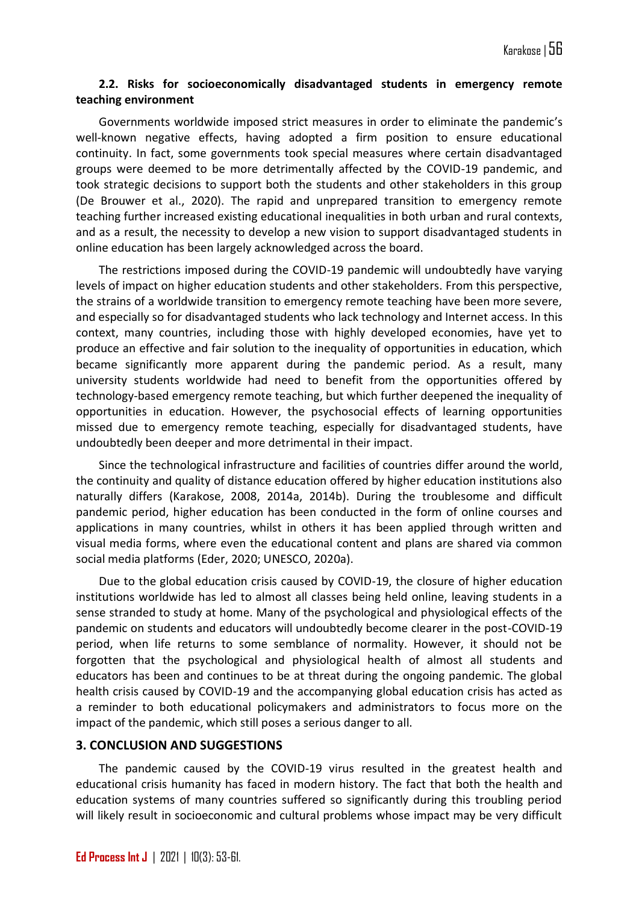### 2.2. Risks for socioeconomically disadvantaged students in emergency remote teaching environment

Governments worldwide imposed strict measures in order to eliminate the pandemic's well-known negative effects, having adopted a firm position to ensure educational continuity. In fact, some governments took special measures where certain disadvantaged groups were deemed to be more detrimentally affected by the COVID-19 pandemic, and took strategic decisions to support both the students and other stakeholders in this group (De Brouwer et al., 2020). The rapid and unprepared transition to emergency remote teaching further increased existing educational inequalities in both urban and rural contexts, and as a result, the necessity to develop a new vision to support disadvantaged students in online education has been largely acknowledged across the board.

The restrictions imposed during the COVID-19 pandemic will undoubtedly have varying levels of impact on higher education students and other stakeholders. From this perspective, the strains of a worldwide transition to emergency remote teaching have been more severe, and especially so for disadvantaged students who lack technology and Internet access. In this context, many countries, including those with highly developed economies, have yet to produce an effective and fair solution to the inequality of opportunities in education, which became significantly more apparent during the pandemic period. As a result, many university students worldwide had need to benefit from the opportunities offered by technology-based emergency remote teaching, but which further deepened the inequality of opportunities in education. However, the psychosocial effects of learning opportunities missed due to emergency remote teaching, especially for disadvantaged students, have undoubtedly been deeper and more detrimental in their impact.

Since the technological infrastructure and facilities of countries differ around the world, the continuity and quality of distance education offered by higher education institutions also naturally differs (Karakose, 2008, 2014a, 2014b). During the troublesome and difficult pandemic period, higher education has been conducted in the form of online courses and applications in many countries, whilst in others it has been applied through written and visual media forms, where even the educational content and plans are shared via common social media platforms (Eder, 2020; UNESCO, 2020a).

Due to the global education crisis caused by COVID-19, the closure of higher education institutions worldwide has led to almost all classes being held online, leaving students in a sense stranded to study at home. Many of the psychological and physiological effects of the pandemic on students and educators will undoubtedly become clearer in the post-COVID-19 period, when life returns to some semblance of normality. However, it should not be forgotten that the psychological and physiological health of almost all students and educators has been and continues to be at threat during the ongoing pandemic. The global health crisis caused by COVID-19 and the accompanying global education crisis has acted as a reminder to both educational policymakers and administrators to focus more on the impact of the pandemic, which still poses a serious danger to all.

## 3. CONCLUSION AND SUGGESTIONS

The pandemic caused by the COVID-19 virus resulted in the greatest health and educational crisis humanity has faced in modern history. The fact that both the health and education systems of many countries suffered so significantly during this troubling period will likely result in socioeconomic and cultural problems whose impact may be very difficult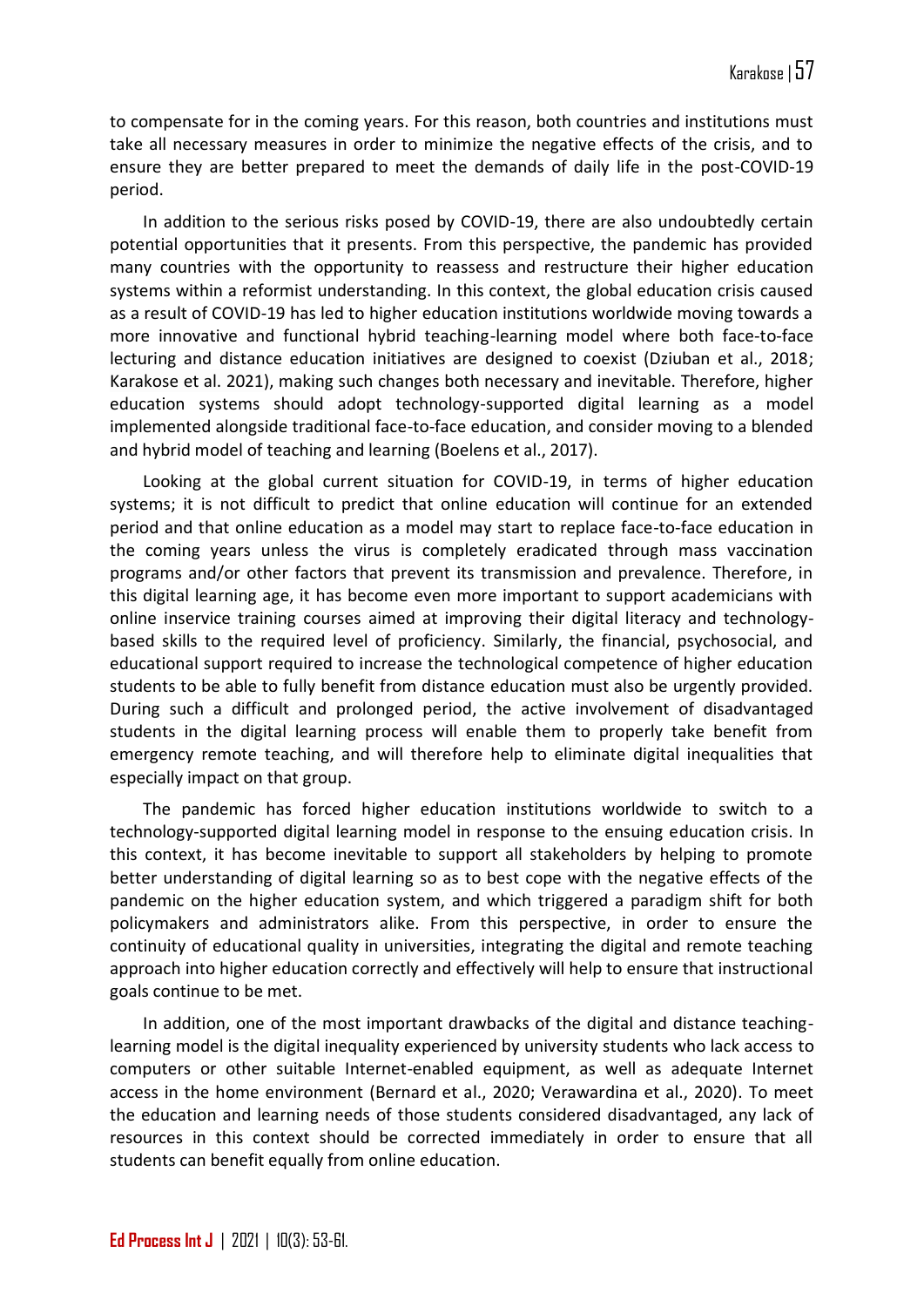to compensate for in the coming years. For this reason, both countries and institutions must take all necessary measures in order to minimize the negative effects of the crisis, and to ensure they are better prepared to meet the demands of daily life in the post-COVID-19 period.

In addition to the serious risks posed by COVID-19, there are also undoubtedly certain potential opportunities that it presents. From this perspective, the pandemic has provided many countries with the opportunity to reassess and restructure their higher education systems within a reformist understanding. In this context, the global education crisis caused as a result of COVID-19 has led to higher education institutions worldwide moving towards a more innovative and functional hybrid teaching-learning model where both face-to-face lecturing and distance education initiatives are designed to coexist (Dziuban et al., 2018; Karakose et al. 2021), making such changes both necessary and inevitable. Therefore, higher education systems should adopt technology-supported digital learning as a model implemented alongside traditional face-to-face education, and consider moving to a blended and hybrid model of teaching and learning (Boelens et al., 2017).

Looking at the global current situation for COVID-19, in terms of higher education systems; it is not difficult to predict that online education will continue for an extended period and that online education as a model may start to replace face-to-face education in the coming years unless the virus is completely eradicated through mass vaccination programs and/or other factors that prevent its transmission and prevalence. Therefore, in this digital learning age, it has become even more important to support academicians with online inservice training courses aimed at improving their digital literacy and technology-based skills to the required level of proficiency. Similarly, the financial, psychosocial, and educational support required to increase the technological competence of higher education students to be able to fully benefit from distance education must also be urgently provided. During such a difficult and prolonged period, the active involvement of disadvantaged students in the digital learning process will enable them to properly take benefit from emergency remote teaching, and will therefore help to eliminate digital inequalities that especially impact on that group.

The pandemic has forced higher education institutions worldwide to switch to a technology-supported digital learning model in response to the ensuing education crisis. In this context, it has become inevitable to support all stakeholders by helping to promote better understanding of digital learning so as to best cope with the negative effects of the pandemic on the higher education system, and which triggered a paradigm shift for both policymakers and administrators alike. From this perspective, in order to ensure the continuity of educational quality in universities, integrating the digital and remote teaching approach into higher education correctly and effectively will help to ensure that instructional goals continue to be met.

In addition, one of the most important drawbacks of the digital and distance teaching-learning model is the digital inequality experienced by university students who lack access to computers or other suitable Internet-enabled equipment, as well as adequate Internet access in the home environment (Bernard et al., 2020; Verawardina et al., 2020). To meet the education and learning needs of those students considered disadvantaged, any lack of resources in this context should be corrected immediately in order to ensure that all students can benefit equally from online education.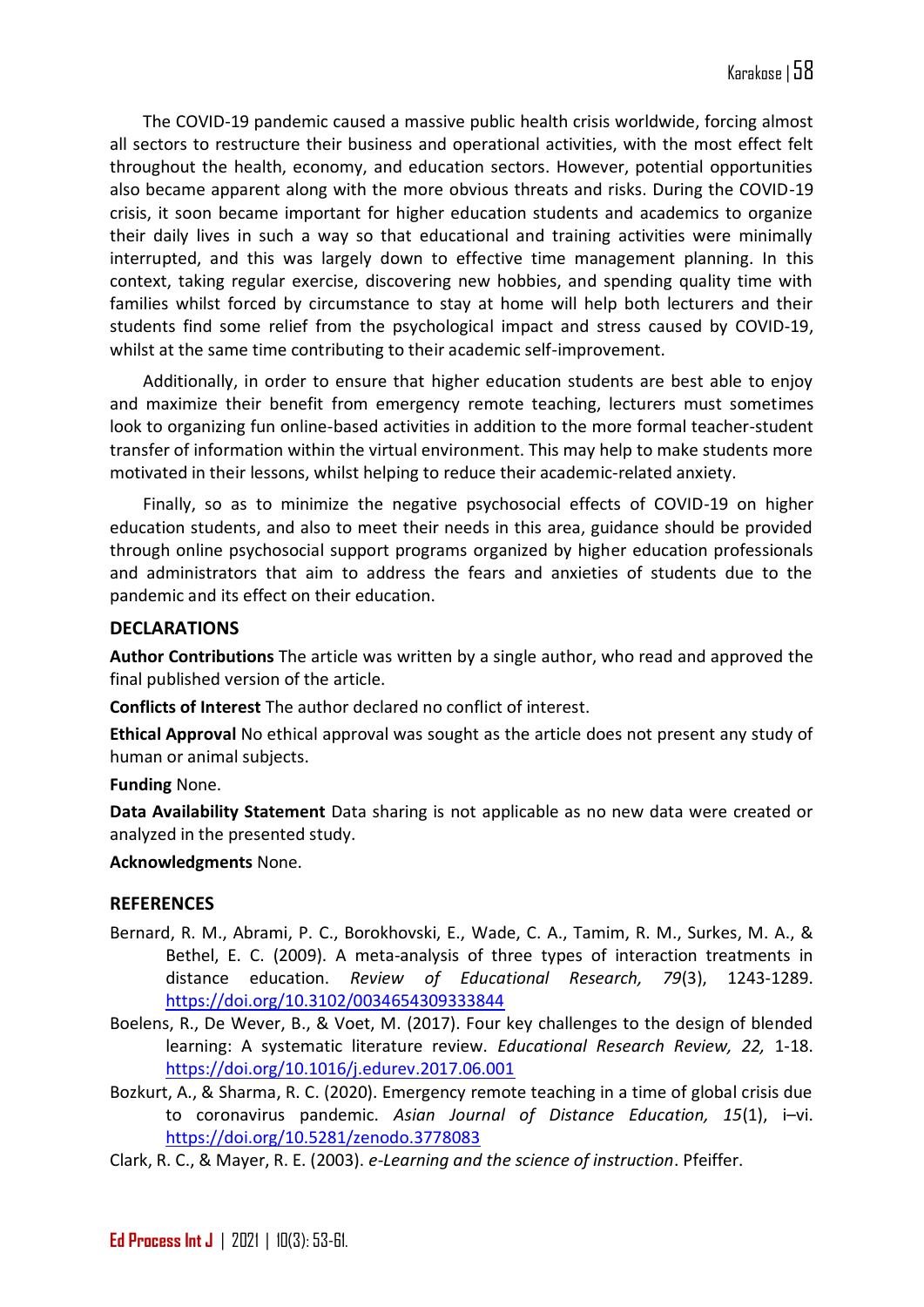The COVID-19 pandemic caused a massive public health crisis worldwide, forcing almost all sectors to restructure their business and operational activities, with the most effect felt throughout the health, economy, and education sectors. However, potential opportunities also became apparent along with the more obvious threats and risks. During the COVID-19 crisis, it soon became important for higher education students and academics to organize their daily lives in such a way so that educational and training activities were minimally interrupted, and this was largely down to effective time management planning. In this context, taking regular exercise, discovering new hobbies, and spending quality time with families whilst forced by circumstance to stay at home will help both lecturers and their students find some relief from the psychological impact and stress caused by COVID-19, whilst at the same time contributing to their academic self-improvement.

Additionally, in order to ensure that higher education students are best able to enjoy and maximize their benefit from emergency remote teaching, lecturers must sometimes look to organizing fun online-based activities in addition to the more formal teacher-student transfer of information within the virtual environment. This may help to make students more motivated in their lessons, whilst helping to reduce their academic-related anxiety.

Finally, so as to minimize the negative psychosocial effects of COVID-19 on higher education students, and also to meet their needs in this area, guidance should be provided through online psychosocial support programs organized by higher education professionals and administrators that aim to address the fears and anxieties of students due to the pandemic and its effect on their education.

## DECLARATIONS

**Author Contributions** The article was written by a single author, who read and approved the final published version of the article.

**Conflicts of Interest** The author declared no conflict of interest.

**Ethical Approval** No ethical approval was sought as the article does not present any study of human or animal subjects.

**Funding** None.

**Data Availability Statement** Data sharing is not applicable as no new data were created or analyzed in the presented study.

**Acknowledgments** None.

## REFERENCES

Bernard, R. M., Abrami, P. C., Borokhovski, E., Wade, C. A., Tamim, R. M., Surkes, M. A., & Bethel, E. C. (2009). A meta-analysis of three types of interaction treatments in distance education. *Review of Educational Research, 79*(3), 1243-1289. https://doi.org/10.3102/0034654309333844

Boelens, R., De Wever, B., & Voet, M. (2017). Four key challenges to the design of blended learning: A systematic literature review. *Educational Research Review, 22,* 1-18. https://doi.org/10.1016/j.edurev.2017.06.001

Bozkurt, A., & Sharma, R. C. (2020). Emergency remote teaching in a time of global crisis due to coronavirus pandemic. *Asian Journal of Distance Education, 15*(1), i–vi. https://doi.org/10.5281/zenodo.3778083

Clark, R. C., & Mayer, R. E. (2003). *e-Learning and the science of instruction*. Pfeiffer.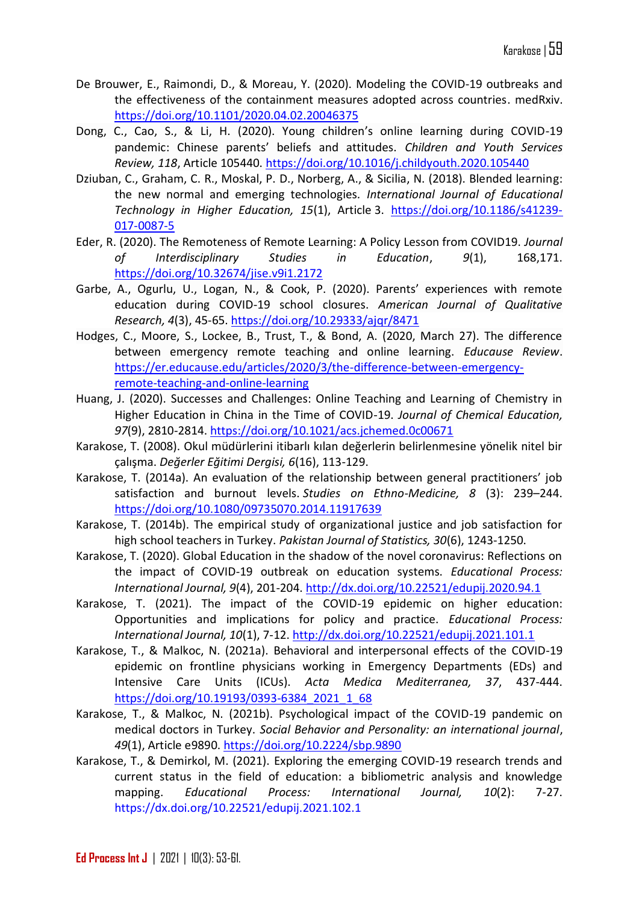De Brouwer, E., Raimondi, D., & Moreau, Y. (2020). Modeling the COVID-19 outbreaks and the effectiveness of the containment measures adopted across countries. medRxiv. https://doi.org/10.1101/2020.04.02.20046375

Dong, C., Cao, S., & Li, H. (2020). Young children's online learning during COVID-19 pandemic: Chinese parents' beliefs and attitudes. *Children and Youth Services Review, 118*, Article 105440. https://doi.org/10.1016/j.childyouth.2020.105440

Dziuban, C., Graham, C. R., Moskal, P. D., Norberg, A., & Sicilia, N. (2018). Blended learning: the new normal and emerging technologies. *International Journal of Educational Technology in Higher Education, 15*(1), Article 3. https://doi.org/10.1186/s41239-017-0087-5

Eder, R. (2020). The Remoteness of Remote Learning: A Policy Lesson from COVID19. *Journal of Interdisciplinary Studies in Education*, *9*(1), 168,171. https://doi.org/10.32674/jise.v9i1.2172

Garbe, A., Ogurlu, U., Logan, N., & Cook, P. (2020). Parents' experiences with remote education during COVID-19 school closures. *American Journal of Qualitative Research, 4*(3), 45-65. https://doi.org/10.29333/ajqr/8471

Hodges, C., Moore, S., Lockee, B., Trust, T., & Bond, A. (2020, March 27). The difference between emergency remote teaching and online learning. *Educause Review*. https://er.educause.edu/articles/2020/3/the-difference-between-emergency-remote-teaching-and-online-learning

Huang, J. (2020). Successes and Challenges: Online Teaching and Learning of Chemistry in Higher Education in China in the Time of COVID-19. *Journal of Chemical Education, 97*(9), 2810-2814. https://doi.org/10.1021/acs.jchemed.0c00671

Karakose, T. (2008). Okul müdürlerini itibarlı kılan değerlerin belirlenmesine yönelik nitel bir çalışma. *Değerler Eğitimi Dergisi, 6*(16), 113-129.

Karakose, T. (2014a). An evaluation of the relationship between general practitioners' job satisfaction and burnout levels. *Studies on Ethno-Medicine, 8* (3): 239–244. https://doi.org/10.1080/09735070.2014.11917639

Karakose, T. (2014b). The empirical study of organizational justice and job satisfaction for high school teachers in Turkey. *Pakistan Journal of Statistics, 30*(6), 1243-1250.

Karakose, T. (2020). Global Education in the shadow of the novel coronavirus: Reflections on the impact of COVID-19 outbreak on education systems. *Educational Process: International Journal, 9*(4), 201-204. http://dx.doi.org/10.22521/edupij.2020.94.1

Karakose, T. (2021). The impact of the COVID-19 epidemic on higher education: Opportunities and implications for policy and practice. *Educational Process: International Journal, 10*(1), 7-12. http://dx.doi.org/10.22521/edupij.2021.101.1

Karakose, T., & Malkoc, N. (2021a). Behavioral and interpersonal effects of the COVID-19 epidemic on frontline physicians working in Emergency Departments (EDs) and Intensive Care Units (ICUs). *Acta Medica Mediterranea, 37*, 437-444. https://doi.org/10.19193/0393-6384_2021_1_68

Karakose, T., & Malkoc, N. (2021b). Psychological impact of the COVID-19 pandemic on medical doctors in Turkey. *Social Behavior and Personality: an international journal*, *49*(1), Article e9890. https://doi.org/10.2224/sbp.9890

Karakose, T., & Demirkol, M. (2021). Exploring the emerging COVID-19 research trends and current status in the field of education: a bibliometric analysis and knowledge mapping. *Educational Process: International Journal, 10*(2): 7-27. https://dx.doi.org/10.22521/edupij.2021.102.1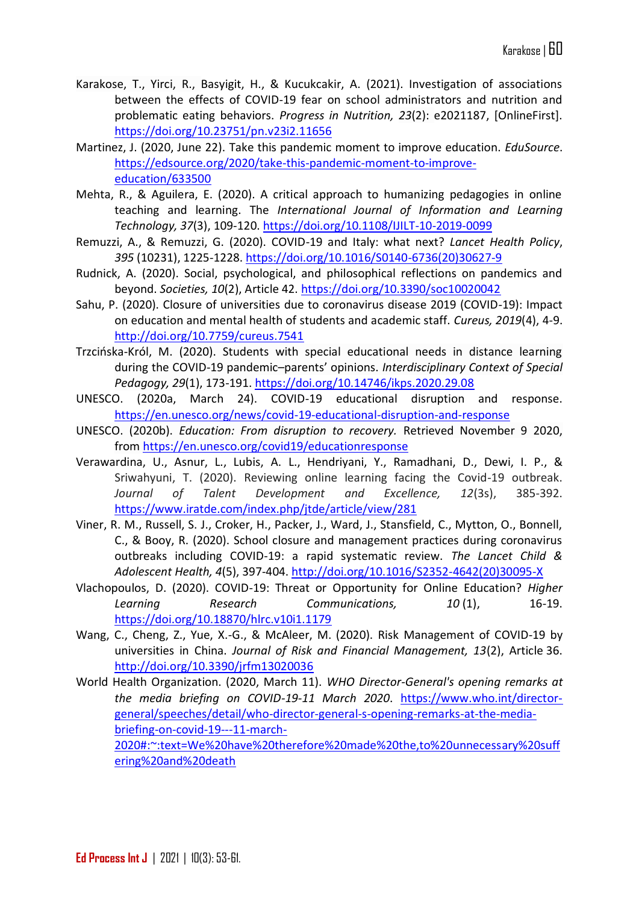Karakose, T., Yirci, R., Basyigit, H., & Kucukcakir, A. (2021). Investigation of associations between the effects of COVID-19 fear on school administrators and nutrition and problematic eating behaviors. *Progress in Nutrition, 23*(2): e2021187, [OnlineFirst]. https://doi.org/10.23751/pn.v23i2.11656

Martinez, J. (2020, June 22). Take this pandemic moment to improve education. *EduSource*. https://edsource.org/2020/take-this-pandemic-moment-to-improve-education/633500

Mehta, R., & Aguilera, E. (2020). A critical approach to humanizing pedagogies in online teaching and learning. The *International Journal of Information and Learning Technology, 37*(3), 109-120. https://doi.org/10.1108/IJILT-10-2019-0099

Remuzzi, A., & Remuzzi, G. (2020). COVID-19 and Italy: what next? *Lancet Health Policy*, *395* (10231), 1225-1228. https://doi.org/10.1016/S0140-6736(20)30627-9

Rudnick, A. (2020). Social, psychological, and philosophical reflections on pandemics and beyond. *Societies, 10*(2), Article 42. https://doi.org/10.3390/soc10020042

Sahu, P. (2020). Closure of universities due to coronavirus disease 2019 (COVID-19): Impact on education and mental health of students and academic staff. *Cureus, 2019*(4), 4-9. http://doi.org/10.7759/cureus.7541

Trzcińska-Król, M. (2020). Students with special educational needs in distance learning during the COVID-19 pandemic–parents' opinions. *Interdisciplinary Context of Special Pedagogy, 29*(1), 173-191. https://doi.org/10.14746/ikps.2020.29.08

UNESCO. (2020a, March 24). COVID-19 educational disruption and response. https://en.unesco.org/news/covid-19-educational-disruption-and-response

UNESCO. (2020b). *Education: From disruption to recovery.* Retrieved November 9 2020, from https://en.unesco.org/covid19/educationresponse

Verawardina, U., Asnur, L., Lubis, A. L., Hendriyani, Y., Ramadhani, D., Dewi, I. P., & Sriwahyuni, T. (2020). Reviewing online learning facing the Covid-19 outbreak. *Journal of Talent Development and Excellence, 12*(3s), 385-392. https://www.iratde.com/index.php/jtde/article/view/281

Viner, R. M., Russell, S. J., Croker, H., Packer, J., Ward, J., Stansfield, C., Mytton, O., Bonnell, C., & Booy, R. (2020). School closure and management practices during coronavirus outbreaks including COVID-19: a rapid systematic review. *The Lancet Child & Adolescent Health, 4*(5), 397-404. http://doi.org/10.1016/S2352-4642(20)30095-X

Vlachopoulos, D. (2020). COVID-19: Threat or Opportunity for Online Education? *Higher Learning Research Communications, 10* (1), 16-19. https://doi.org/10.18870/hlrc.v10i1.1179

Wang, C., Cheng, Z., Yue, X.-G., & McAleer, M. (2020). Risk Management of COVID-19 by universities in China. *Journal of Risk and Financial Management, 13*(2), Article 36. http://doi.org/10.3390/jrfm13020036

World Health Organization. (2020, March 11). *WHO Director-General's opening remarks at the media briefing on COVID-19-11 March 2020*. https://www.who.int/director-general/speeches/detail/who-director-general-s-opening-remarks-at-the-media-briefing-on-covid-19---11-march-2020#:~:text=We%20have%20therefore%20made%20the,to%20unnecessary%20suffering%20and%20death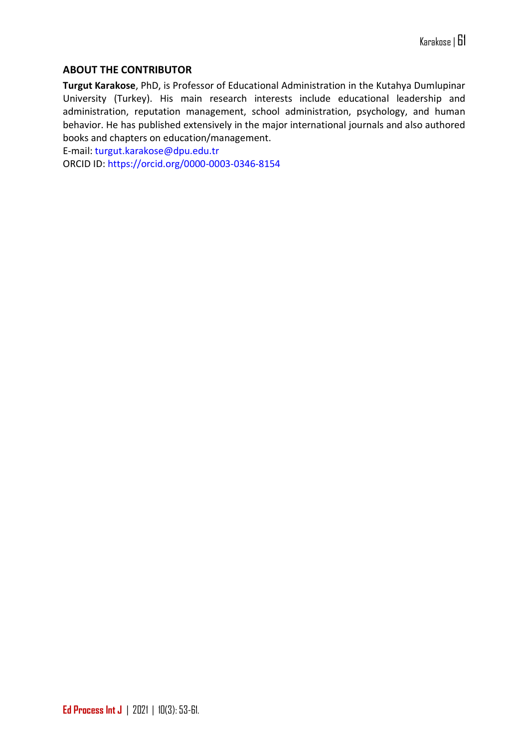## ABOUT THE CONTRIBUTOR

**Turgut Karakose**, PhD, is Professor of Educational Administration in the Kutahya Dumlupinar University (Turkey). His main research interests include educational leadership and administration, reputation management, school administration, psychology, and human behavior. He has published extensively in the major international journals and also authored books and chapters on education/management.

E-mail: turgut.karakose@dpu.edu.tr

ORCID ID: https://orcid.org/0000-0003-0346-8154